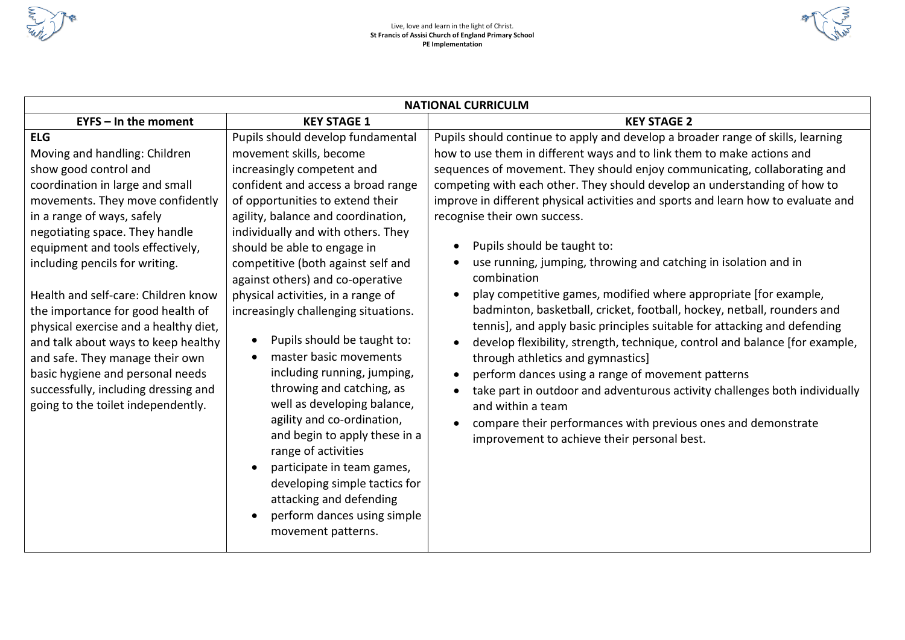Live, love and learn in the light of Christ.
**St Francis of Assisi Church of England Primary School**
**PE Implementation**

| **NATIONAL CURRICULM** | | |
|---|---|---|
| **EYFS – In the moment** | **KEY STAGE 1** | **KEY STAGE 2** |
| **ELG**<br>Moving and handling: Children show good control and coordination in large and small movements. They move confidently in a range of ways, safely negotiating space. They handle equipment and tools effectively, including pencils for writing.<br><br>Health and self-care: Children know the importance for good health of physical exercise and a healthy diet, and talk about ways to keep healthy and safe. They manage their own basic hygiene and personal needs successfully, including dressing and going to the toilet independently. | Pupils should develop fundamental movement skills, become increasingly competent and confident and access a broad range of opportunities to extend their agility, balance and coordination, individually and with others. They should be able to engage in competitive (both against self and against others) and co-operative physical activities, in a range of increasingly challenging situations.<br><br>• Pupils should be taught to:<br>• master basic movements including running, jumping, throwing and catching, as well as developing balance, agility and co-ordination, and begin to apply these in a range of activities<br>• participate in team games, developing simple tactics for attacking and defending<br>• perform dances using simple movement patterns. | Pupils should continue to apply and develop a broader range of skills, learning how to use them in different ways and to link them to make actions and sequences of movement. They should enjoy communicating, collaborating and competing with each other. They should develop an understanding of how to improve in different physical activities and sports and learn how to evaluate and recognise their own success.<br><br>• Pupils should be taught to:<br>• use running, jumping, throwing and catching in isolation and in combination<br>• play competitive games, modified where appropriate [for example, badminton, basketball, cricket, football, hockey, netball, rounders and tennis], and apply basic principles suitable for attacking and defending<br>• develop flexibility, strength, technique, control and balance [for example, through athletics and gymnastics]<br>• perform dances using a range of movement patterns<br>• take part in outdoor and adventurous activity challenges both individually and within a team<br>• compare their performances with previous ones and demonstrate improvement to achieve their personal best. |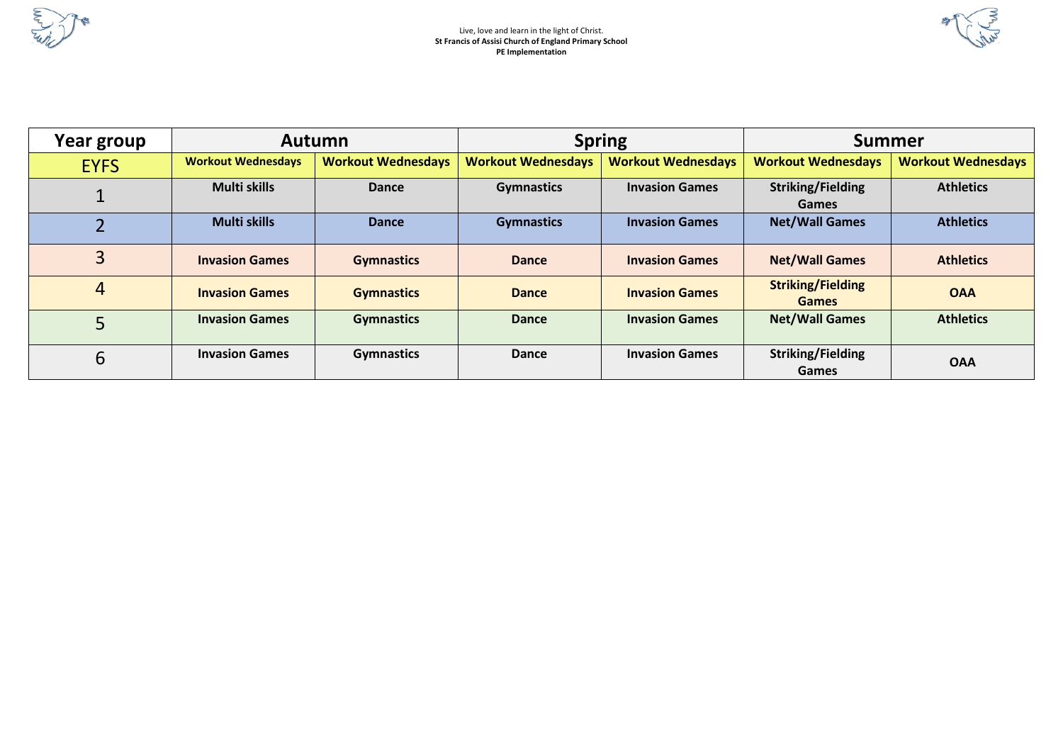Live, love and learn in the light of Christ.

**St Francis of Assisi Church of England Primary School**

**PE Implementation**

| Year group | Autumn | | Spring | | Summer | |
|---|---|---|---|---|---|---|
| EYFS | Workout Wednesdays | Workout Wednesdays | Workout Wednesdays | Workout Wednesdays | Workout Wednesdays | Workout Wednesdays |
| 1 | Multi skills | Dance | Gymnastics | Invasion Games | Striking/Fielding Games | Athletics |
| 2 | Multi skills | Dance | Gymnastics | Invasion Games | Net/Wall Games | Athletics |
| 3 | Invasion Games | Gymnastics | Dance | Invasion Games | Net/Wall Games | Athletics |
| 4 | Invasion Games | Gymnastics | Dance | Invasion Games | Striking/Fielding Games | OAA |
| 5 | Invasion Games | Gymnastics | Dance | Invasion Games | Net/Wall Games | Athletics |
| 6 | Invasion Games | Gymnastics | Dance | Invasion Games | Striking/Fielding Games | OAA |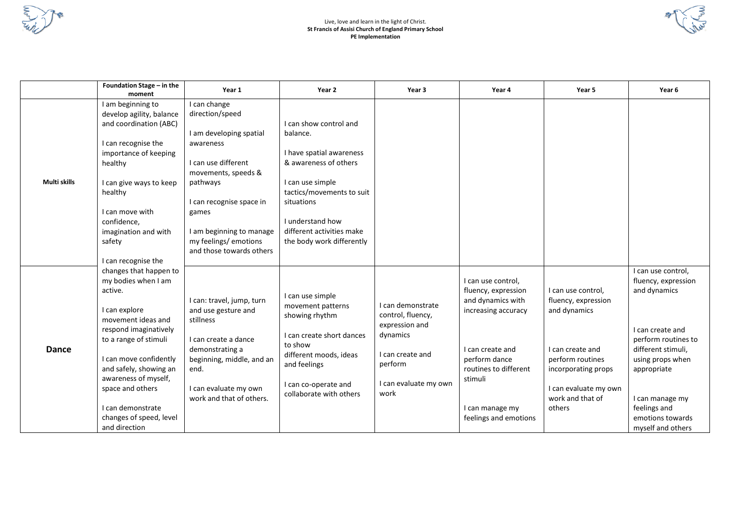Live, love and learn in the light of Christ.
**St Francis of Assisi Church of England Primary School**
**PE Implementation**

| | Foundation Stage – in the moment | Year 1 | Year 2 | Year 3 | Year 4 | Year 5 | Year 6 |
|---|---|---|---|---|---|---|---|
| **Multi skills** | I am beginning to develop agility, balance and coordination (ABC)<br><br>I can recognise the importance of keeping healthy<br><br>I can give ways to keep healthy<br><br>I can move with confidence, imagination and with safety<br><br>I can recognise the changes that happen to my bodies when I am active.<br><br>I can explore movement ideas and respond imaginatively to a range of stimuli<br><br>I can move confidently and safely, showing an awareness of myself, space and others<br><br>I can demonstrate changes of speed, level and direction | I can change direction/speed<br><br>I am developing spatial awareness<br><br>I can use different movements, speeds & pathways<br><br>I can recognise space in games<br><br>I am beginning to manage my feelings/ emotions and those towards others | I can show control and balance.<br><br>I have spatial awareness & awareness of others<br><br>I can use simple tactics/movements to suit situations<br><br>I understand how different activities make the body work differently | | | | |
| **Dance** | | I can: travel, jump, turn and use gesture and stillness<br><br>I can create a dance demonstrating a beginning, middle, and an end.<br><br>I can evaluate my own work and that of others. | I can use simple movement patterns showing rhythm<br><br>I can create short dances to show different moods, ideas and feelings<br><br>I can co-operate and collaborate with others | I can demonstrate control, fluency, expression and dynamics<br><br>I can create and perform<br><br>I can evaluate my own work | I can use control, fluency, expression and dynamics with increasing accuracy<br><br>I can create and perform dance routines to different stimuli<br><br>I can manage my feelings and emotions | I can use control, fluency, expression and dynamics<br><br>I can create and perform routines incorporating props<br><br>I can evaluate my own work and that of others | I can use control, fluency, expression and dynamics<br><br>I can create and perform routines to different stimuli, using props when appropriate<br><br>I can manage my feelings and emotions towards myself and others |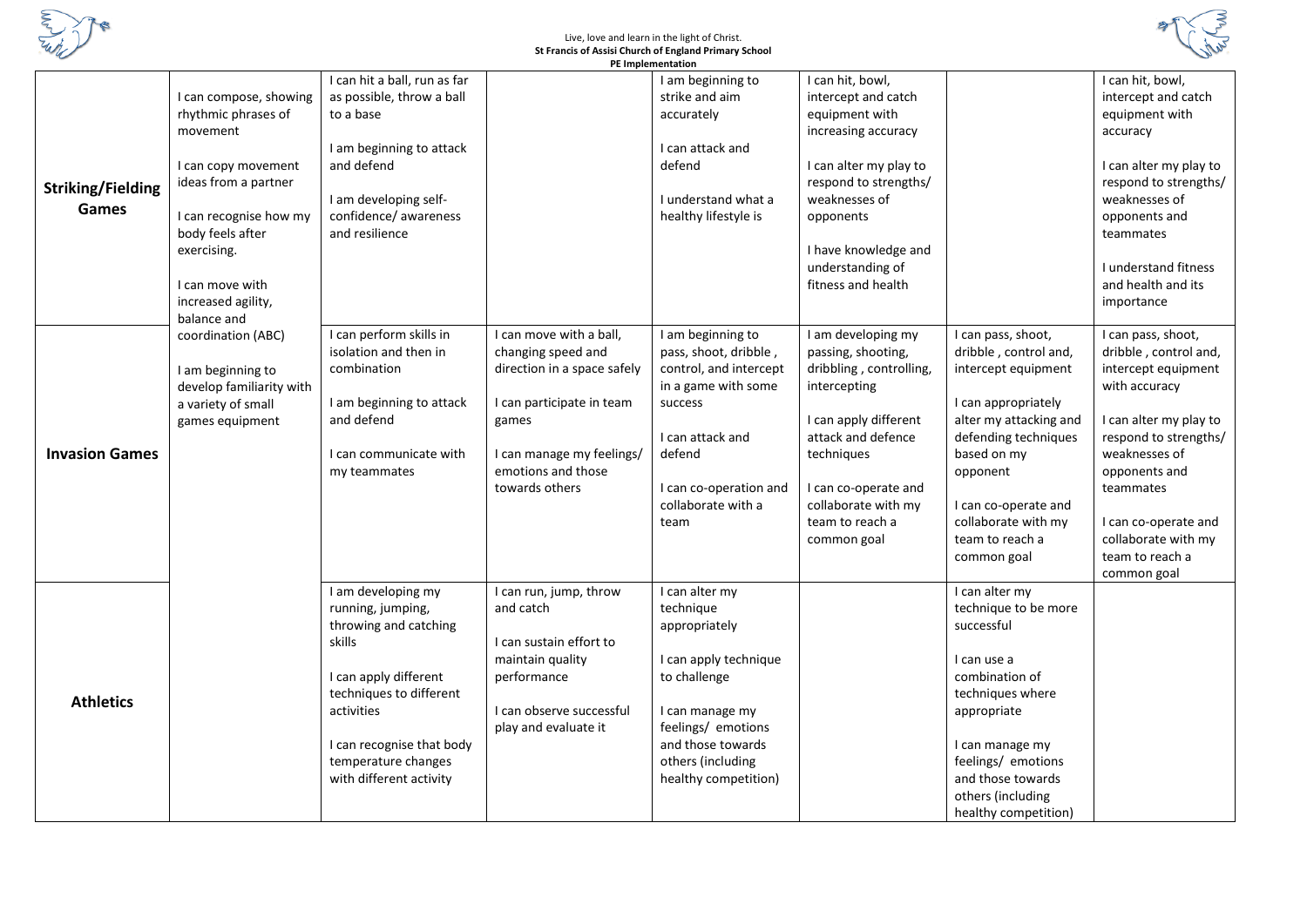Live, love and learn in the light of Christ.

**St Francis of Assisi Church of England Primary School**

**PE Implementation**

| | | | | | | | |
|---|---|---|---|---|---|---|---|
| **Striking/Fielding Games** | I can compose, showing rhythmic phrases of movement<br><br>I can copy movement ideas from a partner<br><br>I can recognise how my body feels after exercising.<br><br>I can move with increased agility, balance and coordination (ABC)<br><br>I am beginning to develop familiarity with a variety of small games equipment | I can hit a ball, run as far as possible, throw a ball to a base<br><br>I am beginning to attack and defend<br><br>I am developing self-confidence/ awareness and resilience | | I am beginning to strike and aim accurately<br><br>I can attack and defend<br><br>I understand what a healthy lifestyle is | I can hit, bowl, intercept and catch equipment with increasing accuracy<br><br>I can alter my play to respond to strengths/ weaknesses of opponents<br><br>I have knowledge and understanding of fitness and health | | I can hit, bowl, intercept and catch equipment with accuracy<br><br>I can alter my play to respond to strengths/ weaknesses of opponents and teammates<br><br>I understand fitness and health and its importance |
| **Invasion Games** | | I can perform skills in isolation and then in combination<br><br>I am beginning to attack and defend<br><br>I can communicate with my teammates | I can move with a ball, changing speed and direction in a space safely<br><br>I can participate in team games<br><br>I can manage my feelings/ emotions and those towards others | I am beginning to pass, shoot, dribble , control, and intercept in a game with some success<br><br>I can attack and defend<br><br>I can co-operation and collaborate with a team | I am developing my passing, shooting, dribbling , controlling, intercepting<br><br>I can apply different attack and defence techniques<br><br>I can co-operate and collaborate with my team to reach a common goal | I can pass, shoot, dribble , control and, intercept equipment<br><br>I can appropriately alter my attacking and defending techniques based on my opponent<br><br>I can co-operate and collaborate with my team to reach a common goal | I can pass, shoot, dribble , control and, intercept equipment with accuracy<br><br>I can alter my play to respond to strengths/ weaknesses of opponents and teammates<br><br>I can co-operate and collaborate with my team to reach a common goal |
| **Athletics** | | I am developing my running, jumping, throwing and catching skills<br><br>I can apply different techniques to different activities<br><br>I can recognise that body temperature changes with different activity | I can run, jump, throw and catch<br><br>I can sustain effort to maintain quality performance<br><br>I can observe successful play and evaluate it | I can alter my technique appropriately<br><br>I can apply technique to challenge<br><br>I can manage my feelings/ emotions and those towards others (including healthy competition) | | I can alter my technique to be more successful<br><br>I can use a combination of techniques where appropriate<br><br>I can manage my feelings/ emotions and those towards others (including healthy competition) | |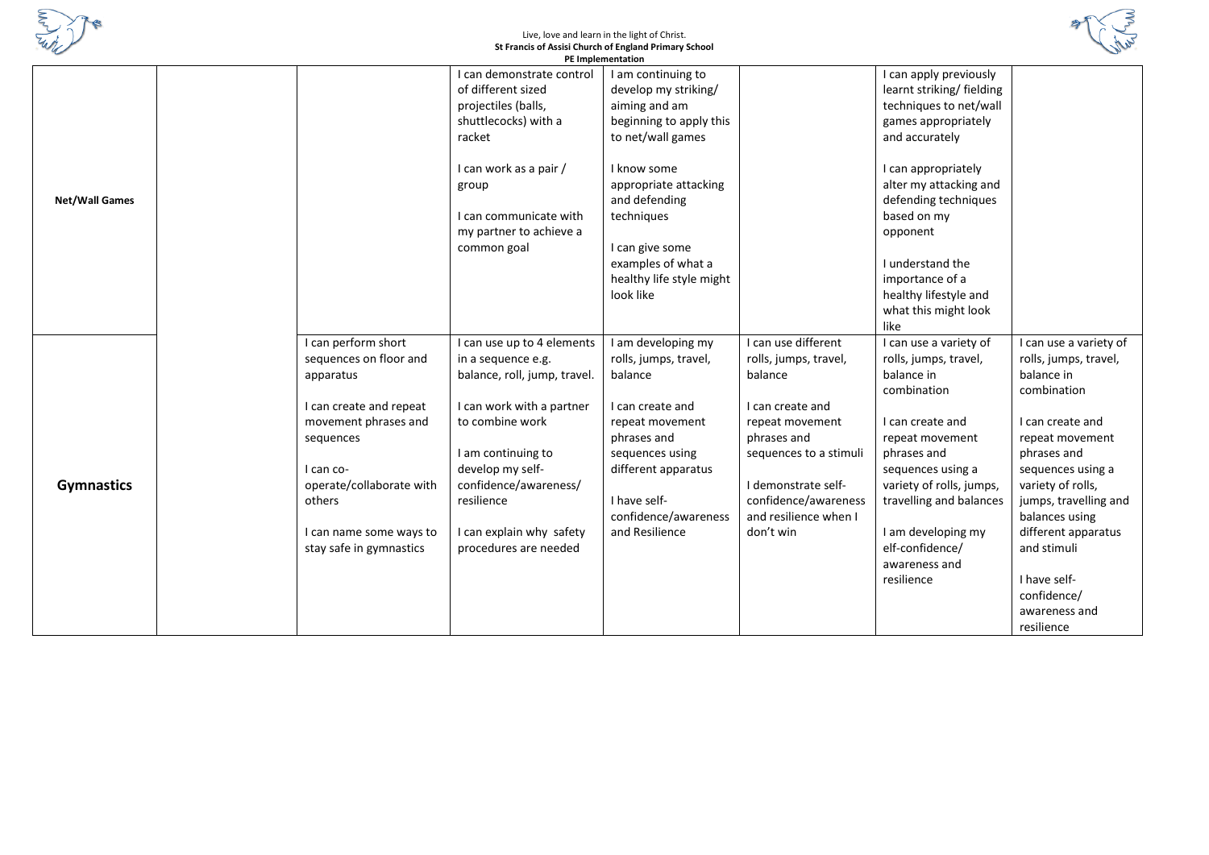| | | | | | | | |
|---|---|---|---|---|---|---|---|
| **Net/Wall Games** | | | I can demonstrate control of different sized projectiles (balls, shuttlecocks) with a racket<br><br>I can work as a pair / group<br><br>I can communicate with my partner to achieve a common goal | I am continuing to develop my striking/ aiming and am beginning to apply this to net/wall games<br><br>I know some appropriate attacking and defending techniques<br><br>I can give some examples of what a healthy life style might look like | | I can apply previously learnt striking/ fielding techniques to net/wall games appropriately and accurately<br><br>I can appropriately alter my attacking and defending techniques based on my opponent<br><br>I understand the importance of a healthy lifestyle and what this might look like | |
| **Gymnastics** | | I can perform short sequences on floor and apparatus<br><br>I can create and repeat movement phrases and sequences<br><br>I can co-operate/collaborate with others<br><br>I can name some ways to stay safe in gymnastics | I can use up to 4 elements in a sequence e.g. balance, roll, jump, travel.<br><br>I can work with a partner to combine work<br><br>I am continuing to develop my self-confidence/awareness/ resilience<br><br>I can explain why safety procedures are needed | I am developing my rolls, jumps, travel, balance<br><br>I can create and repeat movement phrases and sequences using different apparatus<br><br>I have self-confidence/awareness and Resilience | I can use different rolls, jumps, travel, balance<br><br>I can create and repeat movement phrases and sequences to a stimuli<br><br>I demonstrate self-confidence/awareness and resilience when I don't win | I can use a variety of rolls, jumps, travel, balance in combination<br><br>I can create and repeat movement phrases and sequences using a variety of rolls, jumps, travelling and balances<br><br>I am developing my elf-confidence/ awareness and resilience | I can use a variety of rolls, jumps, travel, balance in combination<br><br>I can create and repeat movement phrases and sequences using a variety of rolls, jumps, travelling and balances using different apparatus and stimuli<br><br>I have self-confidence/ awareness and resilience |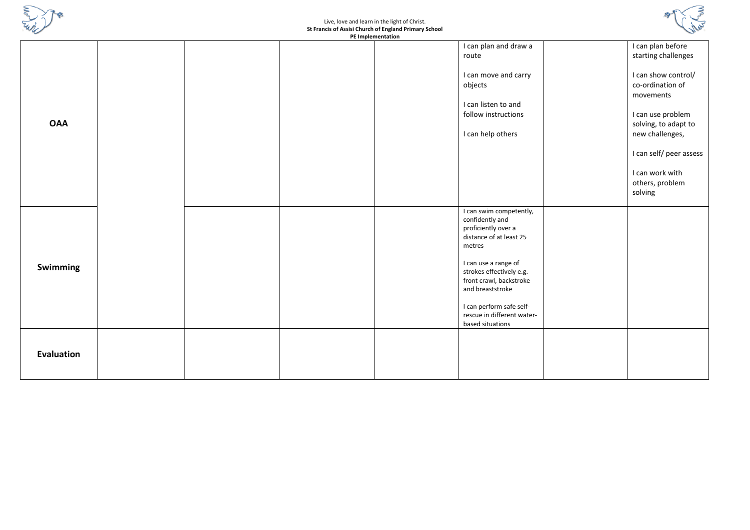| | | | | | | | |
|---|---|---|---|---|---|---|---|
| **OAA** | | | | | I can plan and draw a route<br><br>I can move and carry objects<br><br>I can listen to and follow instructions<br><br>I can help others | | I can plan before starting challenges<br><br>I can show control/ co-ordination of movements<br><br>I can use problem solving, to adapt to new challenges,<br><br>I can self/ peer assess<br><br>I can work with others, problem solving |
| **Swimming** | | | | | I can swim competently, confidently and proficiently over a distance of at least 25 metres<br><br>I can use a range of strokes effectively e.g. front crawl, backstroke and breaststroke<br><br>I can perform safe self-rescue in different water-based situations | | |
| **Evaluation** | | | | | | | |